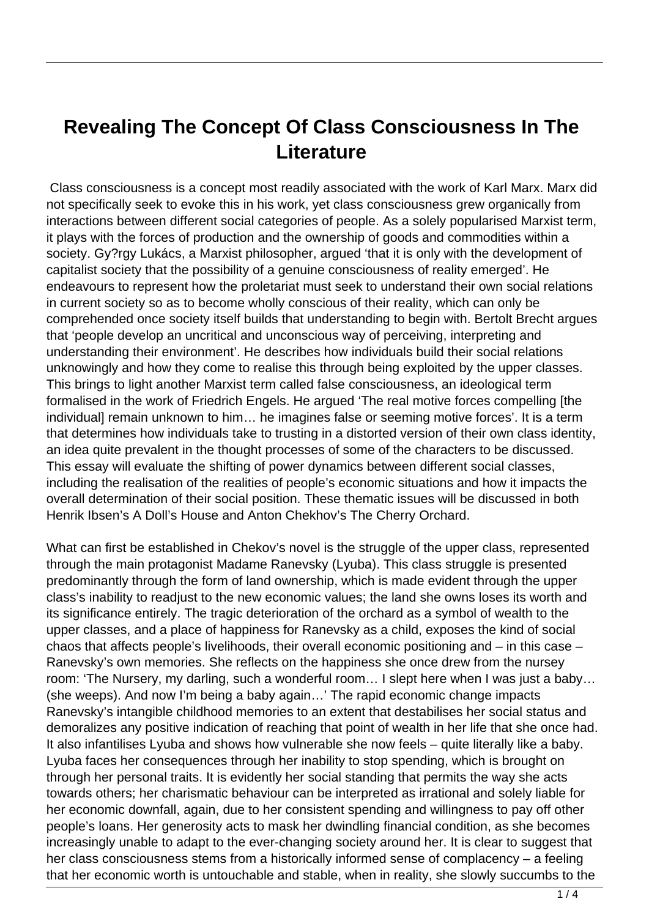# Revealing The Concept Of Class Consciousness In The Literature

Class consciousness is a concept most readily associated with the work of Karl Marx. Marx did not specifically seek to evoke this in his work, yet class consciousness grew organically from interactions between different social categories of people. As a solely popularised Marxist term, it plays with the forces of production and the ownership of goods and commodities within a society. Gy?rgy Lukács, a Marxist philosopher, argued 'that it is only with the development of capitalist society that the possibility of a genuine consciousness of reality emerged'. He endeavours to represent how the proletariat must seek to understand their own social relations in current society so as to become wholly conscious of their reality, which can only be comprehended once society itself builds that understanding to begin with. Bertolt Brecht argues that 'people develop an uncritical and unconscious way of perceiving, interpreting and understanding their environment'. He describes how individuals build their social relations unknowingly and how they come to realise this through being exploited by the upper classes. This brings to light another Marxist term called false consciousness, an ideological term formalised in the work of Friedrich Engels. He argued 'The real motive forces compelling [the individual] remain unknown to him… he imagines false or seeming motive forces'. It is a term that determines how individuals take to trusting in a distorted version of their own class identity, an idea quite prevalent in the thought processes of some of the characters to be discussed. This essay will evaluate the shifting of power dynamics between different social classes, including the realisation of the realities of people's economic situations and how it impacts the overall determination of their social position. These thematic issues will be discussed in both Henrik Ibsen's A Doll's House and Anton Chekhov's The Cherry Orchard.

What can first be established in Chekov's novel is the struggle of the upper class, represented through the main protagonist Madame Ranevsky (Lyuba). This class struggle is presented predominantly through the form of land ownership, which is made evident through the upper class's inability to readjust to the new economic values; the land she owns loses its worth and its significance entirely. The tragic deterioration of the orchard as a symbol of wealth to the upper classes, and a place of happiness for Ranevsky as a child, exposes the kind of social chaos that affects people's livelihoods, their overall economic positioning and – in this case – Ranevsky's own memories. She reflects on the happiness she once drew from the nursey room: 'The Nursery, my darling, such a wonderful room… I slept here when I was just a baby… (she weeps). And now I'm being a baby again…' The rapid economic change impacts Ranevsky's intangible childhood memories to an extent that destabilises her social status and demoralizes any positive indication of reaching that point of wealth in her life that she once had. It also infantilises Lyuba and shows how vulnerable she now feels – quite literally like a baby. Lyuba faces her consequences through her inability to stop spending, which is brought on through her personal traits. It is evidently her social standing that permits the way she acts towards others; her charismatic behaviour can be interpreted as irrational and solely liable for her economic downfall, again, due to her consistent spending and willingness to pay off other people's loans. Her generosity acts to mask her dwindling financial condition, as she becomes increasingly unable to adapt to the ever-changing society around her. It is clear to suggest that her class consciousness stems from a historically informed sense of complacency – a feeling that her economic worth is untouchable and stable, when in reality, she slowly succumbs to the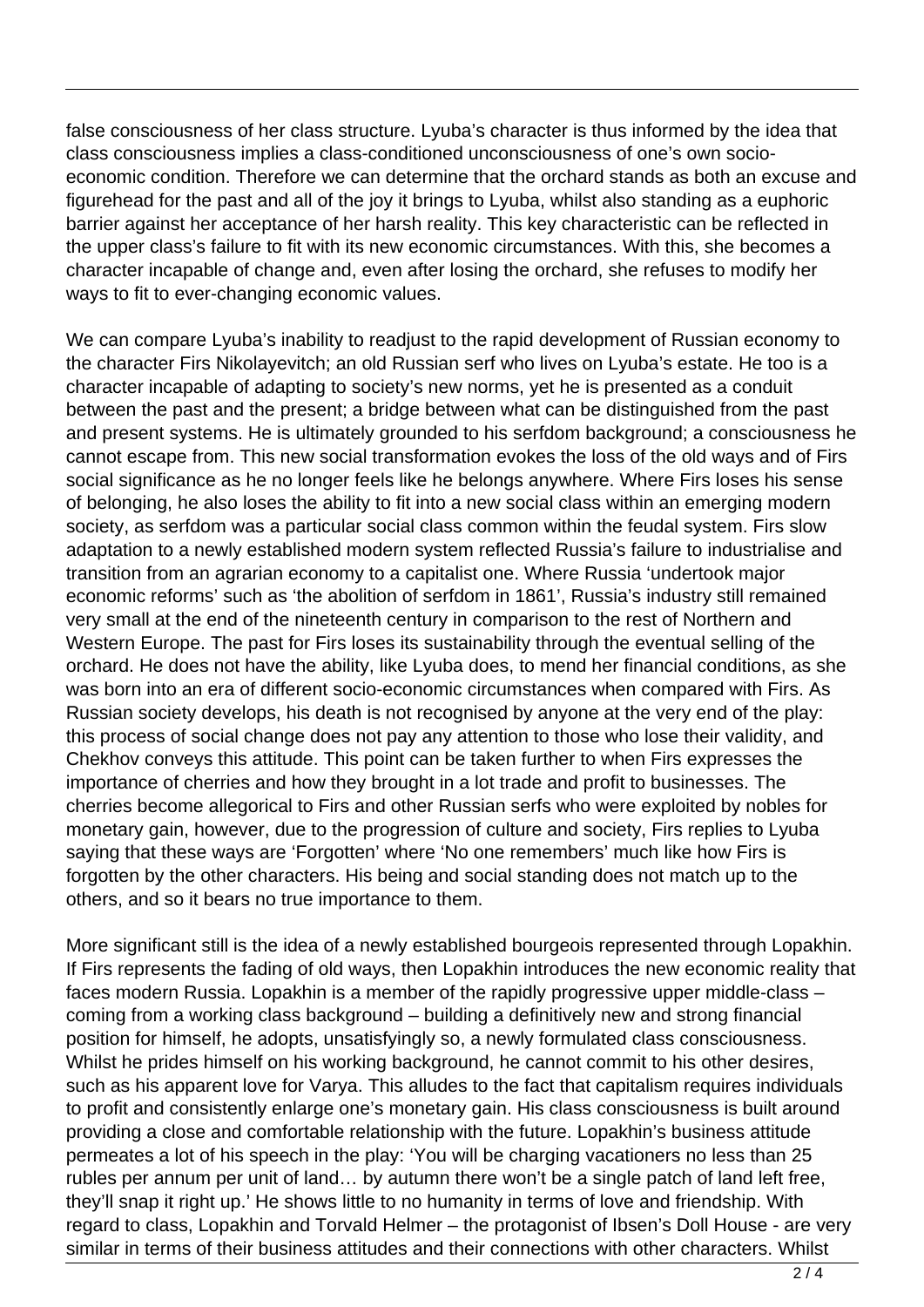false consciousness of her class structure. Lyuba's character is thus informed by the idea that class consciousness implies a class-conditioned unconsciousness of one's own socio-economic condition. Therefore we can determine that the orchard stands as both an excuse and figurehead for the past and all of the joy it brings to Lyuba, whilst also standing as a euphoric barrier against her acceptance of her harsh reality. This key characteristic can be reflected in the upper class's failure to fit with its new economic circumstances. With this, she becomes a character incapable of change and, even after losing the orchard, she refuses to modify her ways to fit to ever-changing economic values.

We can compare Lyuba's inability to readjust to the rapid development of Russian economy to the character Firs Nikolayevitch; an old Russian serf who lives on Lyuba's estate. He too is a character incapable of adapting to society's new norms, yet he is presented as a conduit between the past and the present; a bridge between what can be distinguished from the past and present systems. He is ultimately grounded to his serfdom background; a consciousness he cannot escape from. This new social transformation evokes the loss of the old ways and of Firs social significance as he no longer feels like he belongs anywhere. Where Firs loses his sense of belonging, he also loses the ability to fit into a new social class within an emerging modern society, as serfdom was a particular social class common within the feudal system. Firs slow adaptation to a newly established modern system reflected Russia's failure to industrialise and transition from an agrarian economy to a capitalist one. Where Russia 'undertook major economic reforms' such as 'the abolition of serfdom in 1861', Russia's industry still remained very small at the end of the nineteenth century in comparison to the rest of Northern and Western Europe. The past for Firs loses its sustainability through the eventual selling of the orchard. He does not have the ability, like Lyuba does, to mend her financial conditions, as she was born into an era of different socio-economic circumstances when compared with Firs. As Russian society develops, his death is not recognised by anyone at the very end of the play: this process of social change does not pay any attention to those who lose their validity, and Chekhov conveys this attitude. This point can be taken further to when Firs expresses the importance of cherries and how they brought in a lot trade and profit to businesses. The cherries become allegorical to Firs and other Russian serfs who were exploited by nobles for monetary gain, however, due to the progression of culture and society, Firs replies to Lyuba saying that these ways are 'Forgotten' where 'No one remembers' much like how Firs is forgotten by the other characters. His being and social standing does not match up to the others, and so it bears no true importance to them.

More significant still is the idea of a newly established bourgeois represented through Lopakhin. If Firs represents the fading of old ways, then Lopakhin introduces the new economic reality that faces modern Russia. Lopakhin is a member of the rapidly progressive upper middle-class – coming from a working class background – building a definitively new and strong financial position for himself, he adopts, unsatisfyingly so, a newly formulated class consciousness. Whilst he prides himself on his working background, he cannot commit to his other desires, such as his apparent love for Varya. This alludes to the fact that capitalism requires individuals to profit and consistently enlarge one's monetary gain. His class consciousness is built around providing a close and comfortable relationship with the future. Lopakhin's business attitude permeates a lot of his speech in the play: 'You will be charging vacationers no less than 25 rubles per annum per unit of land… by autumn there won't be a single patch of land left free, they'll snap it right up.' He shows little to no humanity in terms of love and friendship. With regard to class, Lopakhin and Torvald Helmer – the protagonist of Ibsen's Doll House - are very similar in terms of their business attitudes and their connections with other characters. Whilst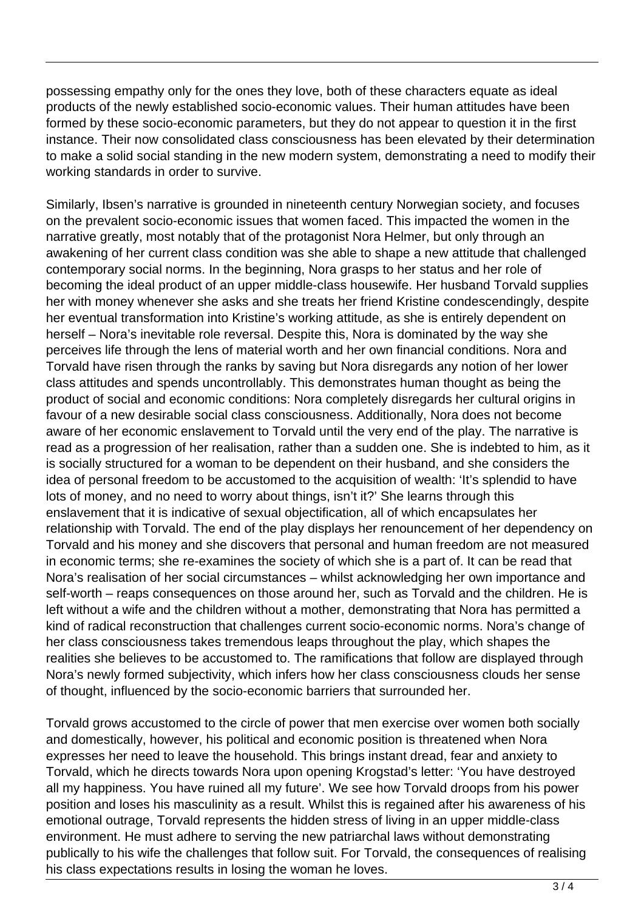possessing empathy only for the ones they love, both of these characters equate as ideal products of the newly established socio-economic values. Their human attitudes have been formed by these socio-economic parameters, but they do not appear to question it in the first instance. Their now consolidated class consciousness has been elevated by their determination to make a solid social standing in the new modern system, demonstrating a need to modify their working standards in order to survive.

Similarly, Ibsen's narrative is grounded in nineteenth century Norwegian society, and focuses on the prevalent socio-economic issues that women faced. This impacted the women in the narrative greatly, most notably that of the protagonist Nora Helmer, but only through an awakening of her current class condition was she able to shape a new attitude that challenged contemporary social norms. In the beginning, Nora grasps to her status and her role of becoming the ideal product of an upper middle-class housewife. Her husband Torvald supplies her with money whenever she asks and she treats her friend Kristine condescendingly, despite her eventual transformation into Kristine's working attitude, as she is entirely dependent on herself – Nora's inevitable role reversal. Despite this, Nora is dominated by the way she perceives life through the lens of material worth and her own financial conditions. Nora and Torvald have risen through the ranks by saving but Nora disregards any notion of her lower class attitudes and spends uncontrollably. This demonstrates human thought as being the product of social and economic conditions: Nora completely disregards her cultural origins in favour of a new desirable social class consciousness. Additionally, Nora does not become aware of her economic enslavement to Torvald until the very end of the play. The narrative is read as a progression of her realisation, rather than a sudden one. She is indebted to him, as it is socially structured for a woman to be dependent on their husband, and she considers the idea of personal freedom to be accustomed to the acquisition of wealth: 'It's splendid to have lots of money, and no need to worry about things, isn't it?' She learns through this enslavement that it is indicative of sexual objectification, all of which encapsulates her relationship with Torvald. The end of the play displays her renouncement of her dependency on Torvald and his money and she discovers that personal and human freedom are not measured in economic terms; she re-examines the society of which she is a part of. It can be read that Nora's realisation of her social circumstances – whilst acknowledging her own importance and self-worth – reaps consequences on those around her, such as Torvald and the children. He is left without a wife and the children without a mother, demonstrating that Nora has permitted a kind of radical reconstruction that challenges current socio-economic norms. Nora's change of her class consciousness takes tremendous leaps throughout the play, which shapes the realities she believes to be accustomed to. The ramifications that follow are displayed through Nora's newly formed subjectivity, which infers how her class consciousness clouds her sense of thought, influenced by the socio-economic barriers that surrounded her.

Torvald grows accustomed to the circle of power that men exercise over women both socially and domestically, however, his political and economic position is threatened when Nora expresses her need to leave the household. This brings instant dread, fear and anxiety to Torvald, which he directs towards Nora upon opening Krogstad's letter: 'You have destroyed all my happiness. You have ruined all my future'. We see how Torvald droops from his power position and loses his masculinity as a result. Whilst this is regained after his awareness of his emotional outrage, Torvald represents the hidden stress of living in an upper middle-class environment. He must adhere to serving the new patriarchal laws without demonstrating publically to his wife the challenges that follow suit. For Torvald, the consequences of realising his class expectations results in losing the woman he loves.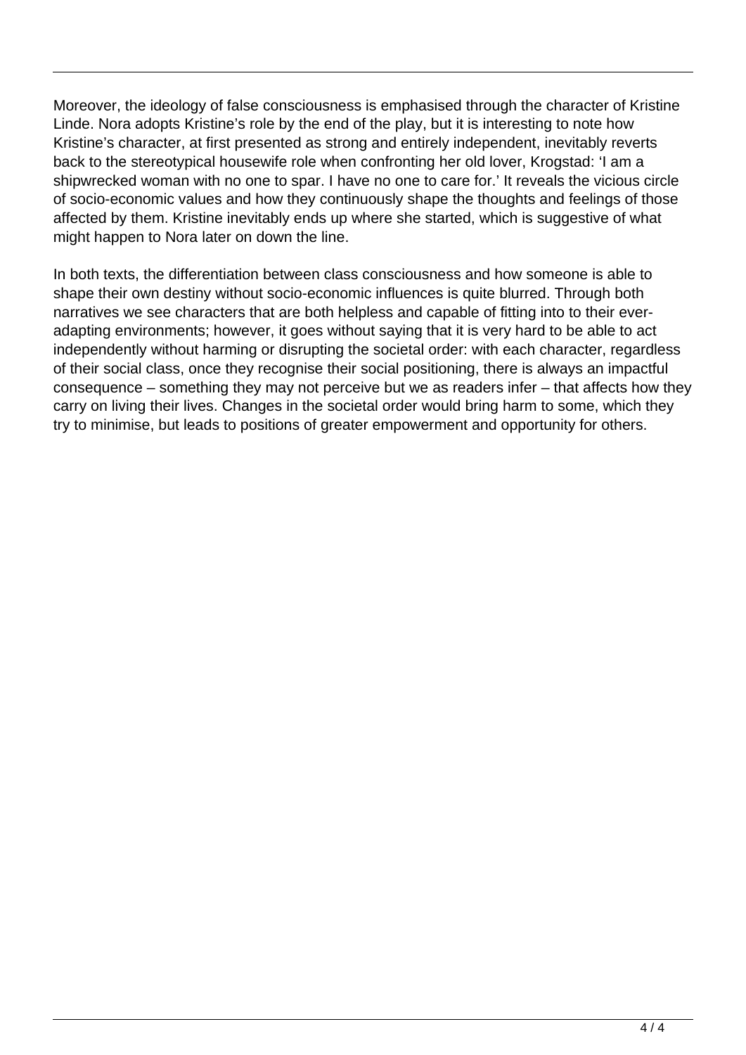Moreover, the ideology of false consciousness is emphasised through the character of Kristine Linde. Nora adopts Kristine's role by the end of the play, but it is interesting to note how Kristine's character, at first presented as strong and entirely independent, inevitably reverts back to the stereotypical housewife role when confronting her old lover, Krogstad: 'I am a shipwrecked woman with no one to spar. I have no one to care for.' It reveals the vicious circle of socio-economic values and how they continuously shape the thoughts and feelings of those affected by them. Kristine inevitably ends up where she started, which is suggestive of what might happen to Nora later on down the line.

In both texts, the differentiation between class consciousness and how someone is able to shape their own destiny without socio-economic influences is quite blurred. Through both narratives we see characters that are both helpless and capable of fitting into to their ever-adapting environments; however, it goes without saying that it is very hard to be able to act independently without harming or disrupting the societal order: with each character, regardless of their social class, once they recognise their social positioning, there is always an impactful consequence – something they may not perceive but we as readers infer – that affects how they carry on living their lives. Changes in the societal order would bring harm to some, which they try to minimise, but leads to positions of greater empowerment and opportunity for others.